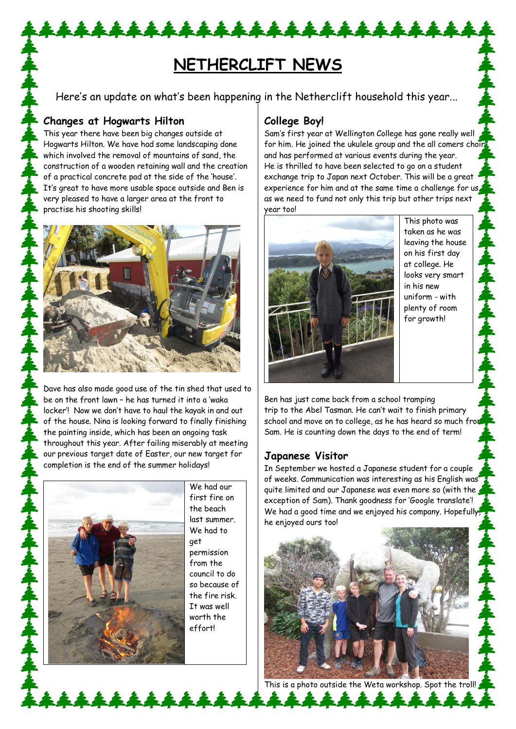# NETHERCLIFT NEWS

Here's an update on what's been happening in the Netherclift household this year...

## Changes at Hogwarts Hilton

This year there have been big changes outside at Hogwarts Hilton. We have had some landscaping done which involved the removal of mountains of sand, the construction of a wooden retaining wall and the creation of a practical concrete pad at the side of the 'house'. It's great to have more usable space outside and Ben is very pleased to have a larger area at the front to practise his shooting skills!

Dave has also made good use of the tin shed that used to be on the front lawn – he has turned it into a 'waka locker'! Now we don't have to haul the kayak in and out of the house. Nina is looking forward to finally finishing the painting inside, which has been an ongoing task throughout this year. After failing miserably at meeting our previous target date of Easter, our new target for completion is the end of the summer holidays!

We had our first fire on the beach last summer. We had to get permission from the council to do so because of the fire risk. It was well worth the effort!

## College Boy!

Sam's first year at Wellington College has gone really well for him. He joined the ukulele group and the all comers choir and has performed at various events during the year. He is thrilled to have been selected to go on a student exchange trip to Japan next October. This will be a great experience for him and at the same time a challenge for us, as we need to fund not only this trip but other trips next year too!

This photo was taken as he was leaving the house on his first day at college. He looks very smart in his new uniform - with plenty of room for growth!

Ben has just come back from a school tramping trip to the Abel Tasman. He can't wait to finish primary school and move on to college, as he has heard so much from Sam. He is counting down the days to the end of term!

## Japanese Visitor

In September we hosted a Japanese student for a couple of weeks. Communication was interesting as his English was quite limited and our Japanese was even more so (with the exception of Sam). Thank goodness for 'Google translate'! We had a good time and we enjoyed his company. Hopefully, he enjoyed ours too!

This is a photo outside the Weta workshop. Spot the troll!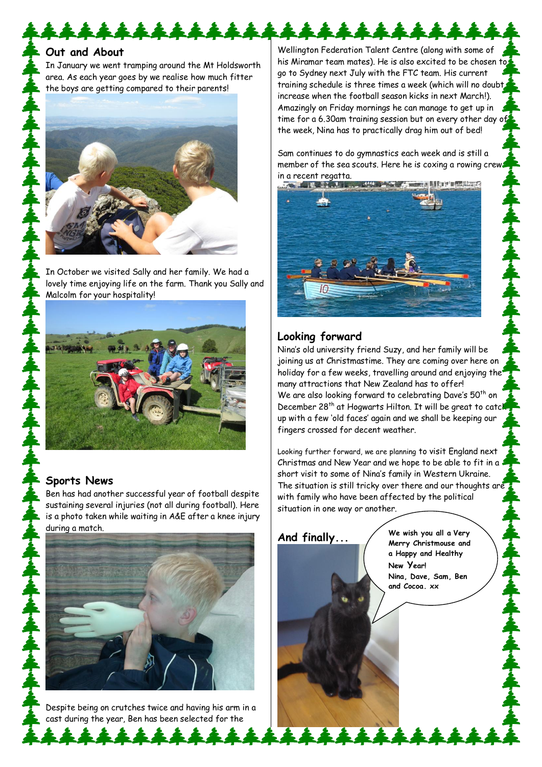## Out and About

In January we went tramping around the Mt Holdsworth area. As each year goes by we realise how much fitter the boys are getting compared to their parents!

In October we visited Sally and her family. We had a lovely time enjoying life on the farm. Thank you Sally and Malcolm for your hospitality!

## Sports News

Ben has had another successful year of football despite sustaining several injuries (not all during football). Here is a photo taken while waiting in A&E after a knee injury during a match.

Despite being on crutches twice and having his arm in a cast during the year, Ben has been selected for the Wellington Federation Talent Centre (along with some of his Miramar team mates). He is also excited to be chosen to go to Sydney next July with the FTC team. His current training schedule is three times a week (which will no doubt increase when the football season kicks in next March!). Amazingly on Friday mornings he can manage to get up in time for a 6.30am training session but on every other day of the week, Nina has to practically drag him out of bed!

Sam continues to do gymnastics each week and is still a member of the sea scouts. Here he is coxing a rowing crew in a recent regatta.

## Looking forward

Nina's old university friend Suzy, and her family will be joining us at Christmastime. They are coming over here on holiday for a few weeks, travelling around and enjoying the many attractions that New Zealand has to offer!

We are also looking forward to celebrating Dave's 50th on December 28th at Hogwarts Hilton. It will be great to catch up with a few 'old faces' again and we shall be keeping our fingers crossed for decent weather.

Looking further forward, we are planning to visit England next Christmas and New Year and we hope to be able to fit in a short visit to some of Nina's family in Western Ukraine. The situation is still tricky over there and our thoughts are with family who have been affected by the political situation in one way or another.

## And finally...

**We wish you all a Very Merry Christmouse and a Happy and Healthy New Year!**

**Nina, Dave, Sam, Ben and Cocoa. xx**